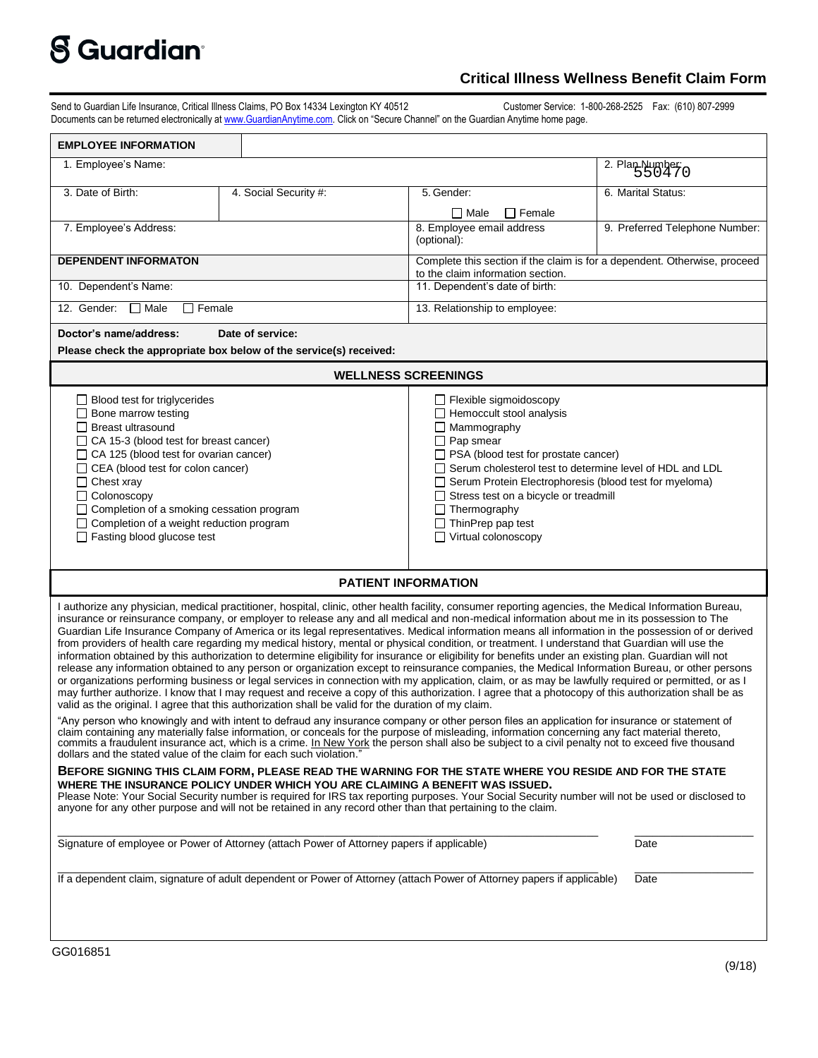# Guardian

## Critical Illness Wellness Benefit Claim Form

Send to Guardian Life Insurance, Critical Illness Claims, PO Box 14334 Lexington KY 40512 Customer Service: 1-800-268-2525 Fax: (610) 807-2999
Documents can be returned electronically at www.GuardianAnytime.com. Click on "Secure Channel" on the Guardian Anytime home page.

| **EMPLOYEE INFORMATION** | | | |
|---|---|---|---|
| 1. Employee's Name: | | | 2. Plan Number: 550470 |
| 3. Date of Birth: | 4. Social Security #: | 5. Gender: ☐ Male ☐ Female | 6. Marital Status: |
| 7. Employee's Address: | | 8. Employee email address (optional): | 9. Preferred Telephone Number: |
| **DEPENDENT INFORMATON** | | Complete this section if the claim is for a dependent. Otherwise, proceed to the claim information section. | |
| 10. Dependent's Name: | | 11. Dependent's date of birth: | |
| 12. Gender: ☐ Male ☐ Female | | 13. Relationship to employee: | |

**Doctor's name/address:** **Date of service:**

**Please check the appropriate box below of the service(s) received:**

### WELLNESS SCREENINGS

- ☐ Blood test for triglycerides
- ☐ Bone marrow testing
- ☐ Breast ultrasound
- ☐ CA 15-3 (blood test for breast cancer)
- ☐ CA 125 (blood test for ovarian cancer)
- ☐ CEA (blood test for colon cancer)
- ☐ Chest xray
- ☐ Colonoscopy
- ☐ Completion of a smoking cessation program
- ☐ Completion of a weight reduction program
- ☐ Fasting blood glucose test
- ☐ Flexible sigmoidoscopy
- ☐ Hemoccult stool analysis
- ☐ Mammography
- ☐ Pap smear
- ☐ PSA (blood test for prostate cancer)
- ☐ Serum cholesterol test to determine level of HDL and LDL
- ☐ Serum Protein Electrophoresis (blood test for myeloma)
- ☐ Stress test on a bicycle or treadmill
- ☐ Thermography
- ☐ ThinPrep pap test
- ☐ Virtual colonoscopy

### PATIENT INFORMATION

I authorize any physician, medical practitioner, hospital, clinic, other health facility, consumer reporting agencies, the Medical Information Bureau, insurance or reinsurance company, or employer to release any and all medical and non-medical information about me in its possession to The Guardian Life Insurance Company of America or its legal representatives. Medical information means all information in the possession of or derived from providers of health care regarding my medical history, mental or physical condition, or treatment. I understand that Guardian will use the information obtained by this authorization to determine eligibility for insurance or eligibility for benefits under an existing plan. Guardian will not release any information obtained to any person or organization except to reinsurance companies, the Medical Information Bureau, or other persons or organizations performing business or legal services in connection with my application, claim, or as may be lawfully required or permitted, or as I may further authorize. I know that I may request and receive a copy of this authorization. I agree that a photocopy of this authorization shall be as valid as the original. I agree that this authorization shall be valid for the duration of my claim.

"Any person who knowingly and with intent to defraud any insurance company or other person files an application for insurance or statement of claim containing any materially false information, or conceals for the purpose of misleading, information concerning any fact material thereto, commits a fraudulent insurance act, which is a crime. In New York the person shall also be subject to a civil penalty not to exceed five thousand dollars and the stated value of the claim for each such violation."

**BEFORE SIGNING THIS CLAIM FORM, PLEASE READ THE WARNING FOR THE STATE WHERE YOU RESIDE AND FOR THE STATE WHERE THE INSURANCE POLICY UNDER WHICH YOU ARE CLAIMING A BENEFIT WAS ISSUED.**
Please Note: Your Social Security number is required for IRS tax reporting purposes. Your Social Security number will not be used or disclosed to anyone for any other purpose and will not be retained in any record other than that pertaining to the claim.

_______________________________________________ ____________
Signature of employee or Power of Attorney (attach Power of Attorney papers if applicable) Date

_______________________________________________ ____________
If a dependent claim, signature of adult dependent or Power of Attorney (attach Power of Attorney papers if applicable) Date

GG016851

(9/18)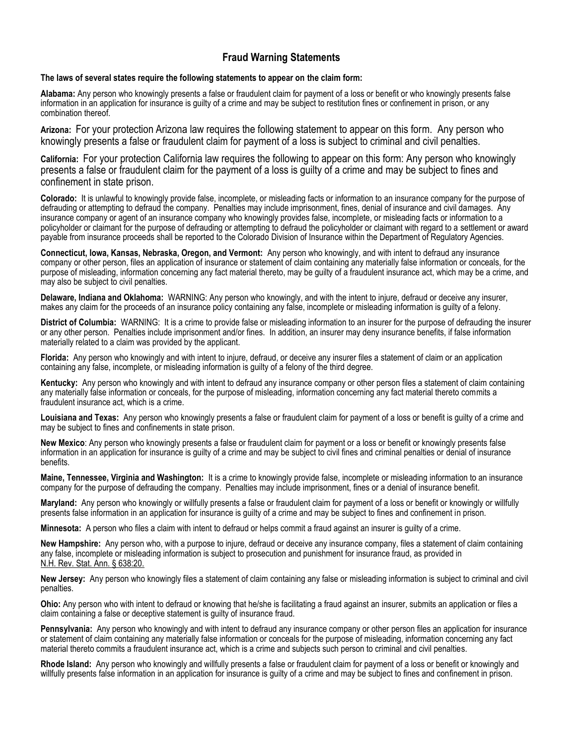## Fraud Warning Statements

**The laws of several states require the following statements to appear on the claim form:**

**Alabama:** Any person who knowingly presents a false or fraudulent claim for payment of a loss or benefit or who knowingly presents false information in an application for insurance is guilty of a crime and may be subject to restitution fines or confinement in prison, or any combination thereof.

**Arizona:** For your protection Arizona law requires the following statement to appear on this form. Any person who knowingly presents a false or fraudulent claim for payment of a loss is subject to criminal and civil penalties.

**California:** For your protection California law requires the following to appear on this form: Any person who knowingly presents a false or fraudulent claim for the payment of a loss is guilty of a crime and may be subject to fines and confinement in state prison.

**Colorado:** It is unlawful to knowingly provide false, incomplete, or misleading facts or information to an insurance company for the purpose of defrauding or attempting to defraud the company. Penalties may include imprisonment, fines, denial of insurance and civil damages. Any insurance company or agent of an insurance company who knowingly provides false, incomplete, or misleading facts or information to a policyholder or claimant for the purpose of defrauding or attempting to defraud the policyholder or claimant with regard to a settlement or award payable from insurance proceeds shall be reported to the Colorado Division of Insurance within the Department of Regulatory Agencies.

**Connecticut, Iowa, Kansas, Nebraska, Oregon, and Vermont:** Any person who knowingly, and with intent to defraud any insurance company or other person, files an application of insurance or statement of claim containing any materially false information or conceals, for the purpose of misleading, information concerning any fact material thereto, may be guilty of a fraudulent insurance act, which may be a crime, and may also be subject to civil penalties.

**Delaware, Indiana and Oklahoma:** WARNING: Any person who knowingly, and with the intent to injure, defraud or deceive any insurer, makes any claim for the proceeds of an insurance policy containing any false, incomplete or misleading information is guilty of a felony.

**District of Columbia:** WARNING: It is a crime to provide false or misleading information to an insurer for the purpose of defrauding the insurer or any other person. Penalties include imprisonment and/or fines. In addition, an insurer may deny insurance benefits, if false information materially related to a claim was provided by the applicant.

**Florida:** Any person who knowingly and with intent to injure, defraud, or deceive any insurer files a statement of claim or an application containing any false, incomplete, or misleading information is guilty of a felony of the third degree.

**Kentucky:** Any person who knowingly and with intent to defraud any insurance company or other person files a statement of claim containing any materially false information or conceals, for the purpose of misleading, information concerning any fact material thereto commits a fraudulent insurance act, which is a crime.

**Louisiana and Texas:** Any person who knowingly presents a false or fraudulent claim for payment of a loss or benefit is guilty of a crime and may be subject to fines and confinements in state prison.

**New Mexico**: Any person who knowingly presents a false or fraudulent claim for payment or a loss or benefit or knowingly presents false information in an application for insurance is guilty of a crime and may be subject to civil fines and criminal penalties or denial of insurance benefits.

**Maine, Tennessee, Virginia and Washington:** It is a crime to knowingly provide false, incomplete or misleading information to an insurance company for the purpose of defrauding the company. Penalties may include imprisonment, fines or a denial of insurance benefit.

**Maryland:** Any person who knowingly or willfully presents a false or fraudulent claim for payment of a loss or benefit or knowingly or willfully presents false information in an application for insurance is guilty of a crime and may be subject to fines and confinement in prison.

**Minnesota:** A person who files a claim with intent to defraud or helps commit a fraud against an insurer is guilty of a crime.

**New Hampshire:** Any person who, with a purpose to injure, defraud or deceive any insurance company, files a statement of claim containing any false, incomplete or misleading information is subject to prosecution and punishment for insurance fraud, as provided in N.H. Rev. Stat. Ann. § 638:20.

**New Jersey:** Any person who knowingly files a statement of claim containing any false or misleading information is subject to criminal and civil penalties.

**Ohio:** Any person who with intent to defraud or knowing that he/she is facilitating a fraud against an insurer, submits an application or files a claim containing a false or deceptive statement is guilty of insurance fraud.

**Pennsylvania:** Any person who knowingly and with intent to defraud any insurance company or other person files an application for insurance or statement of claim containing any materially false information or conceals for the purpose of misleading, information concerning any fact material thereto commits a fraudulent insurance act, which is a crime and subjects such person to criminal and civil penalties.

**Rhode Island:** Any person who knowingly and willfully presents a false or fraudulent claim for payment of a loss or benefit or knowingly and willfully presents false information in an application for insurance is guilty of a crime and may be subject to fines and confinement in prison.